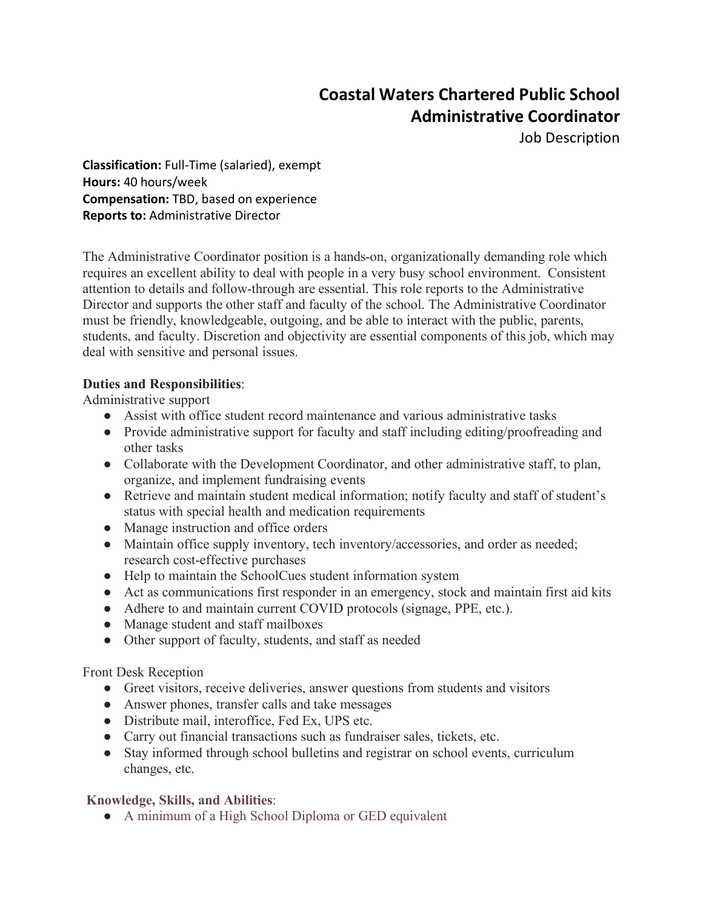# Coastal Waters Chartered Public School
## Administrative Coordinator
Job Description

**Classification:** Full-Time (salaried), exempt
**Hours:** 40 hours/week
**Compensation:** TBD, based on experience
**Reports to:** Administrative Director

The Administrative Coordinator position is a hands-on, organizationally demanding role which requires an excellent ability to deal with people in a very busy school environment. Consistent attention to details and follow-through are essential. This role reports to the Administrative Director and supports the other staff and faculty of the school. The Administrative Coordinator must be friendly, knowledgeable, outgoing, and be able to interact with the public, parents, students, and faculty. Discretion and objectivity are essential components of this job, which may deal with sensitive and personal issues.

**Duties and Responsibilities**:

Administrative support

- Assist with office student record maintenance and various administrative tasks
- Provide administrative support for faculty and staff including editing/proofreading and other tasks
- Collaborate with the Development Coordinator, and other administrative staff, to plan, organize, and implement fundraising events
- Retrieve and maintain student medical information; notify faculty and staff of student's status with special health and medication requirements
- Manage instruction and office orders
- Maintain office supply inventory, tech inventory/accessories, and order as needed; research cost-effective purchases
- Help to maintain the SchoolCues student information system
- Act as communications first responder in an emergency, stock and maintain first aid kits
- Adhere to and maintain current COVID protocols (signage, PPE, etc.).
- Manage student and staff mailboxes
- Other support of faculty, students, and staff as needed

Front Desk Reception

- Greet visitors, receive deliveries, answer questions from students and visitors
- Answer phones, transfer calls and take messages
- Distribute mail, interoffice, Fed Ex, UPS etc.
- Carry out financial transactions such as fundraiser sales, tickets, etc.
- Stay informed through school bulletins and registrar on school events, curriculum changes, etc.

**Knowledge, Skills, and Abilities**:

- A minimum of a High School Diploma or GED equivalent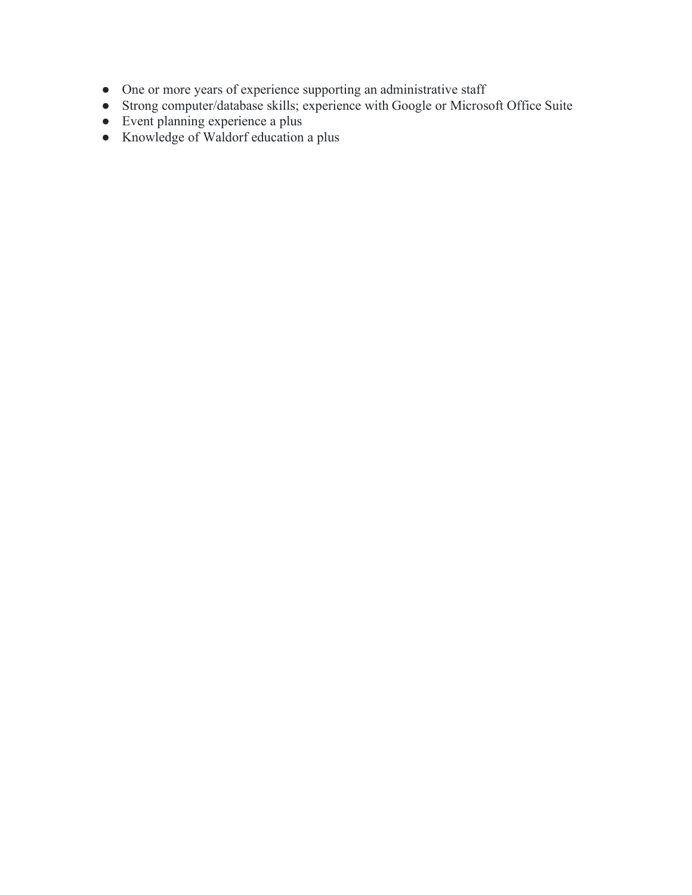- One or more years of experience supporting an administrative staff
- Strong computer/database skills; experience with Google or Microsoft Office Suite
- Event planning experience a plus
- Knowledge of Waldorf education a plus